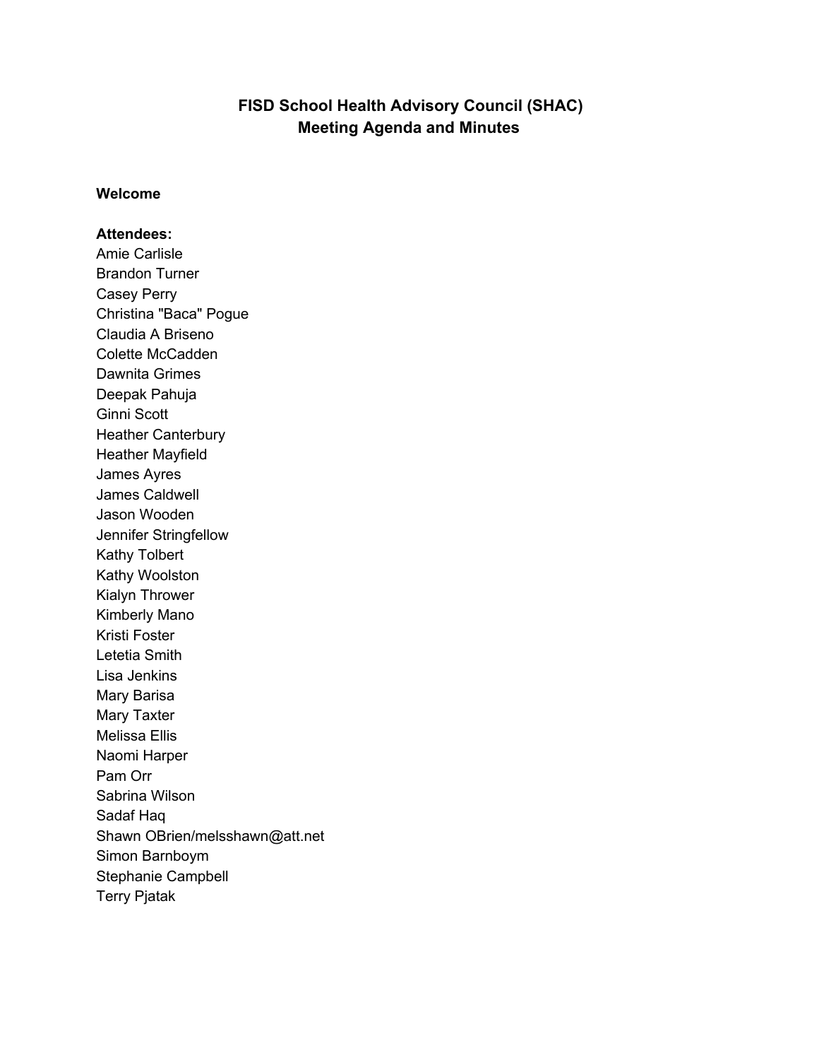# FISD School Health Advisory Council (SHAC)
# Meeting Agenda and Minutes

**Welcome**

**Attendees:**

Amie Carlisle
Brandon Turner
Casey Perry
Christina "Baca" Pogue
Claudia A Briseno
Colette McCadden
Dawnita Grimes
Deepak Pahuja
Ginni Scott
Heather Canterbury
Heather Mayfield
James Ayres
James Caldwell
Jason Wooden
Jennifer Stringfellow
Kathy Tolbert
Kathy Woolston
Kialyn Thrower
Kimberly Mano
Kristi Foster
Letetia Smith
Lisa Jenkins
Mary Barisa
Mary Taxter
Melissa Ellis
Naomi Harper
Pam Orr
Sabrina Wilson
Sadaf Haq
Shawn OBrien/melsshawn@att.net
Simon Barnboym
Stephanie Campbell
Terry Pjatak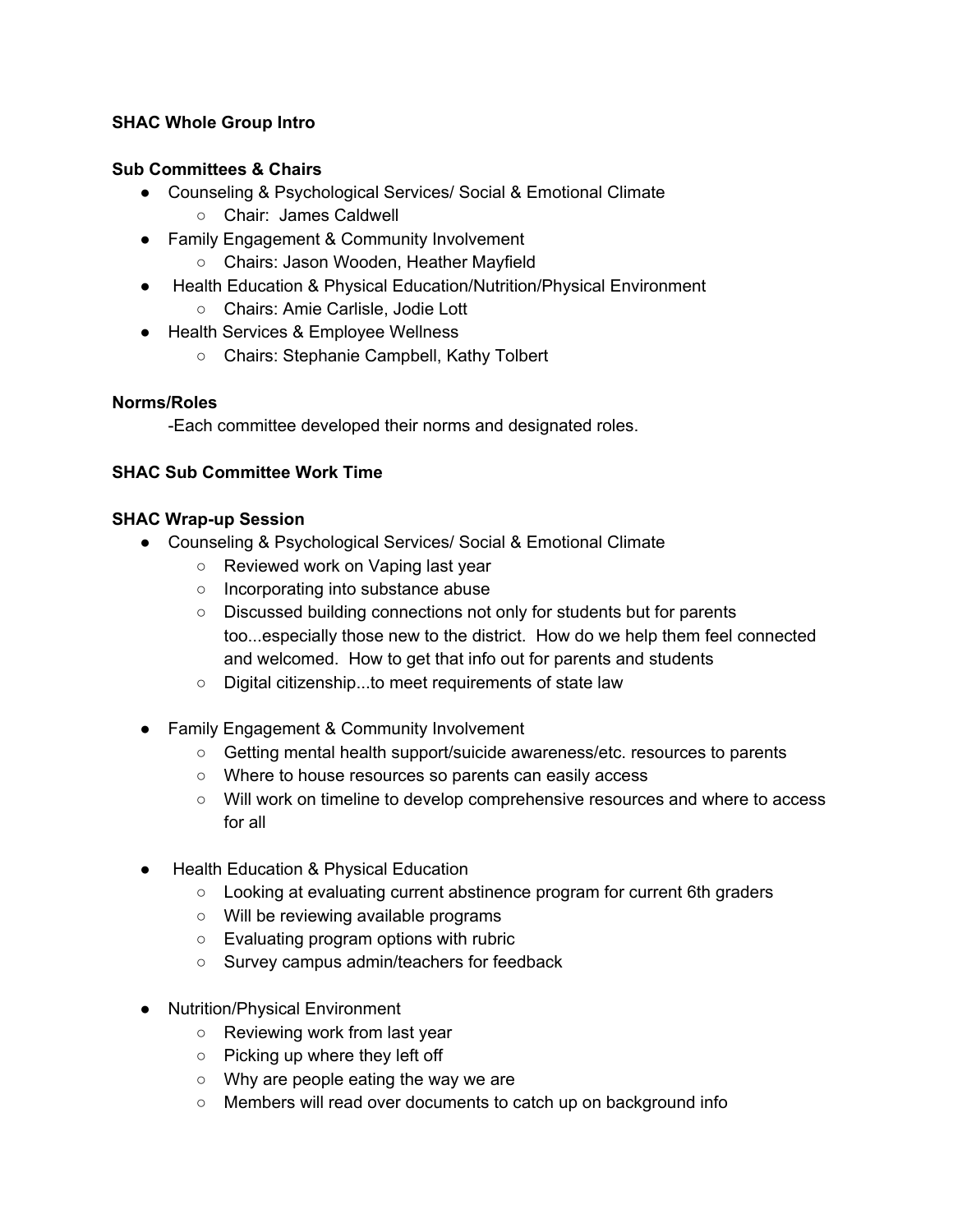**SHAC Whole Group Intro**

**Sub Committees & Chairs**

- Counseling & Psychological Services/ Social & Emotional Climate
  - Chair: James Caldwell
- Family Engagement & Community Involvement
  - Chairs: Jason Wooden, Heather Mayfield
- Health Education & Physical Education/Nutrition/Physical Environment
  - Chairs: Amie Carlisle, Jodie Lott
- Health Services & Employee Wellness
  - Chairs: Stephanie Campbell, Kathy Tolbert

**Norms/Roles**

-Each committee developed their norms and designated roles.

**SHAC Sub Committee Work Time**

**SHAC Wrap-up Session**

- Counseling & Psychological Services/ Social & Emotional Climate
  - Reviewed work on Vaping last year
  - Incorporating into substance abuse
  - Discussed building connections not only for students but for parents too...especially those new to the district. How do we help them feel connected and welcomed. How to get that info out for parents and students
  - Digital citizenship...to meet requirements of state law

- Family Engagement & Community Involvement
  - Getting mental health support/suicide awareness/etc. resources to parents
  - Where to house resources so parents can easily access
  - Will work on timeline to develop comprehensive resources and where to access for all

- Health Education & Physical Education
  - Looking at evaluating current abstinence program for current 6th graders
  - Will be reviewing available programs
  - Evaluating program options with rubric
  - Survey campus admin/teachers for feedback

- Nutrition/Physical Environment
  - Reviewing work from last year
  - Picking up where they left off
  - Why are people eating the way we are
  - Members will read over documents to catch up on background info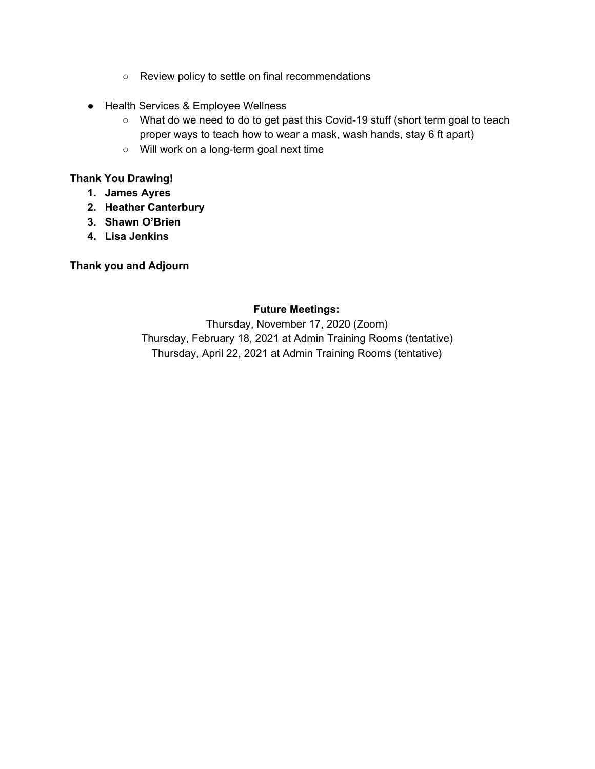- Review policy to settle on final recommendations

- Health Services & Employee Wellness
    - What do we need to do to get past this Covid-19 stuff (short term goal to teach proper ways to teach how to wear a mask, wash hands, stay 6 ft apart)
    - Will work on a long-term goal next time

**Thank You Drawing!**

1. **James Ayres**
2. **Heather Canterbury**
3. **Shawn O'Brien**
4. **Lisa Jenkins**

**Thank you and Adjourn**

**Future Meetings:**

Thursday, November 17, 2020 (Zoom)

Thursday, February 18, 2021 at Admin Training Rooms (tentative)

Thursday, April 22, 2021 at Admin Training Rooms (tentative)